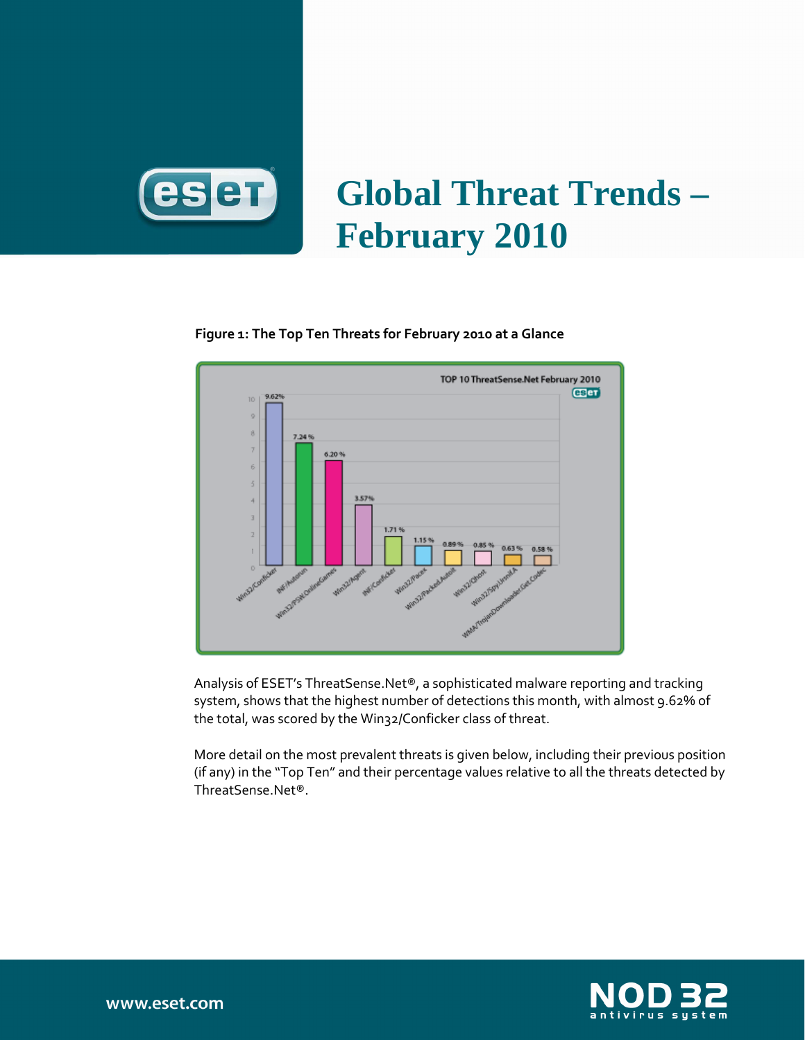# Global Threat Trends – February 2010

**Figure 1: The Top Ten Threats for February 2010 at a Glance**

Analysis of ESET's ThreatSense.Net®, a sophisticated malware reporting and tracking system, shows that the highest number of detections this month, with almost 9.62% of the total, was scored by the Win32/Conficker class of threat.

More detail on the most prevalent threats is given below, including their previous position (if any) in the "Top Ten" and their percentage values relative to all the threats detected by ThreatSense.Net®.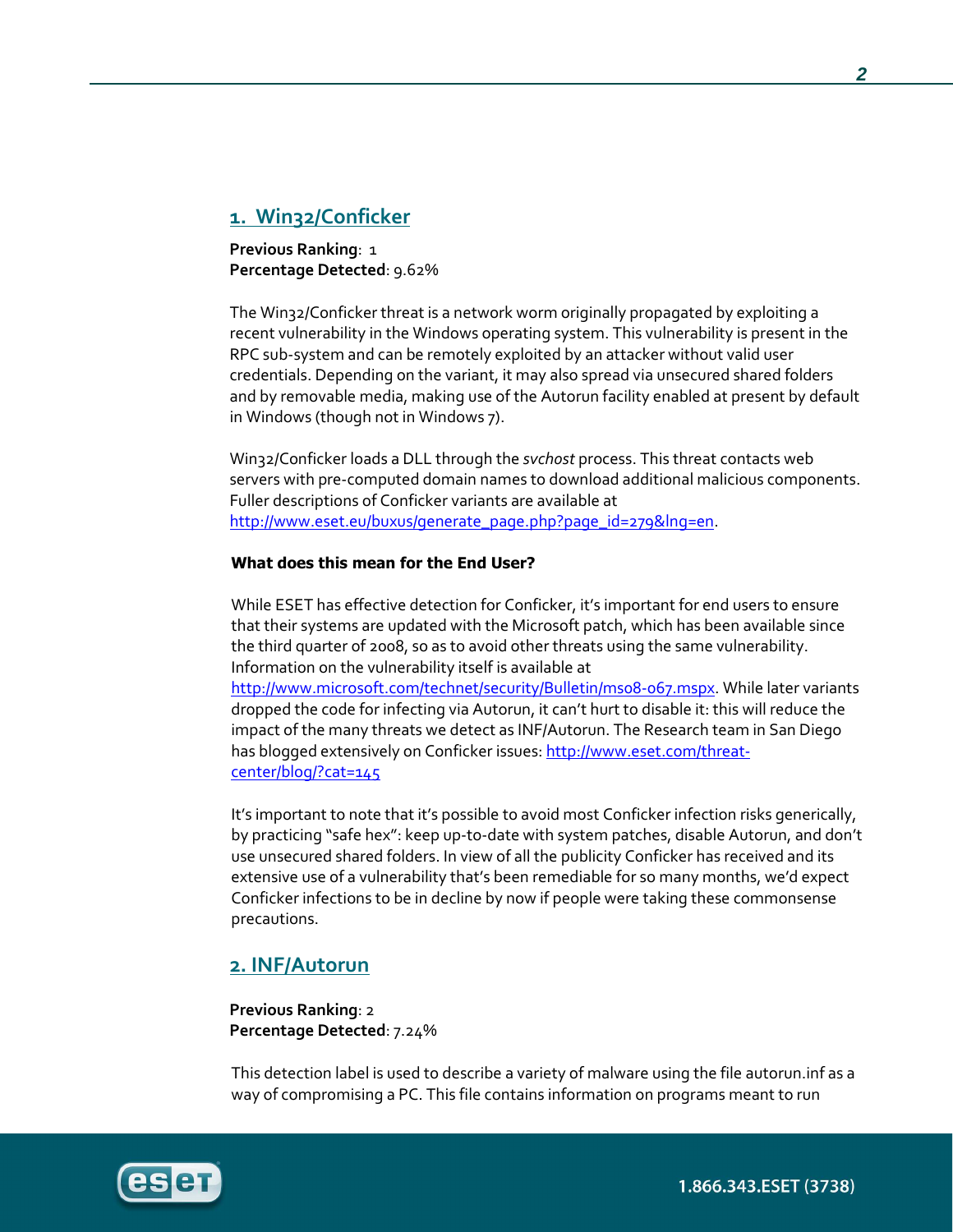## 1. Win32/Conficker

**Previous Ranking**: 1
**Percentage Detected**: 9.62%

The Win32/Conficker threat is a network worm originally propagated by exploiting a recent vulnerability in the Windows operating system. This vulnerability is present in the RPC sub-system and can be remotely exploited by an attacker without valid user credentials. Depending on the variant, it may also spread via unsecured shared folders and by removable media, making use of the Autorun facility enabled at present by default in Windows (though not in Windows 7).

Win32/Conficker loads a DLL through the *svchost* process. This threat contacts web servers with pre-computed domain names to download additional malicious components. Fuller descriptions of Conficker variants are available at http://www.eset.eu/buxus/generate_page.php?page_id=279&lng=en.

**What does this mean for the End User?**

While ESET has effective detection for Conficker, it's important for end users to ensure that their systems are updated with the Microsoft patch, which has been available since the third quarter of 2008, so as to avoid other threats using the same vulnerability. Information on the vulnerability itself is available at http://www.microsoft.com/technet/security/Bulletin/ms08-067.mspx. While later variants dropped the code for infecting via Autorun, it can't hurt to disable it: this will reduce the impact of the many threats we detect as INF/Autorun. The Research team in San Diego has blogged extensively on Conficker issues: http://www.eset.com/threat-center/blog/?cat=145

It's important to note that it's possible to avoid most Conficker infection risks generically, by practicing "safe hex": keep up-to-date with system patches, disable Autorun, and don't use unsecured shared folders. In view of all the publicity Conficker has received and its extensive use of a vulnerability that's been remediable for so many months, we'd expect Conficker infections to be in decline by now if people were taking these commonsense precautions.

## 2. INF/Autorun

**Previous Ranking**: 2
**Percentage Detected**: 7.24%

This detection label is used to describe a variety of malware using the file autorun.inf as a way of compromising a PC. This file contains information on programs meant to run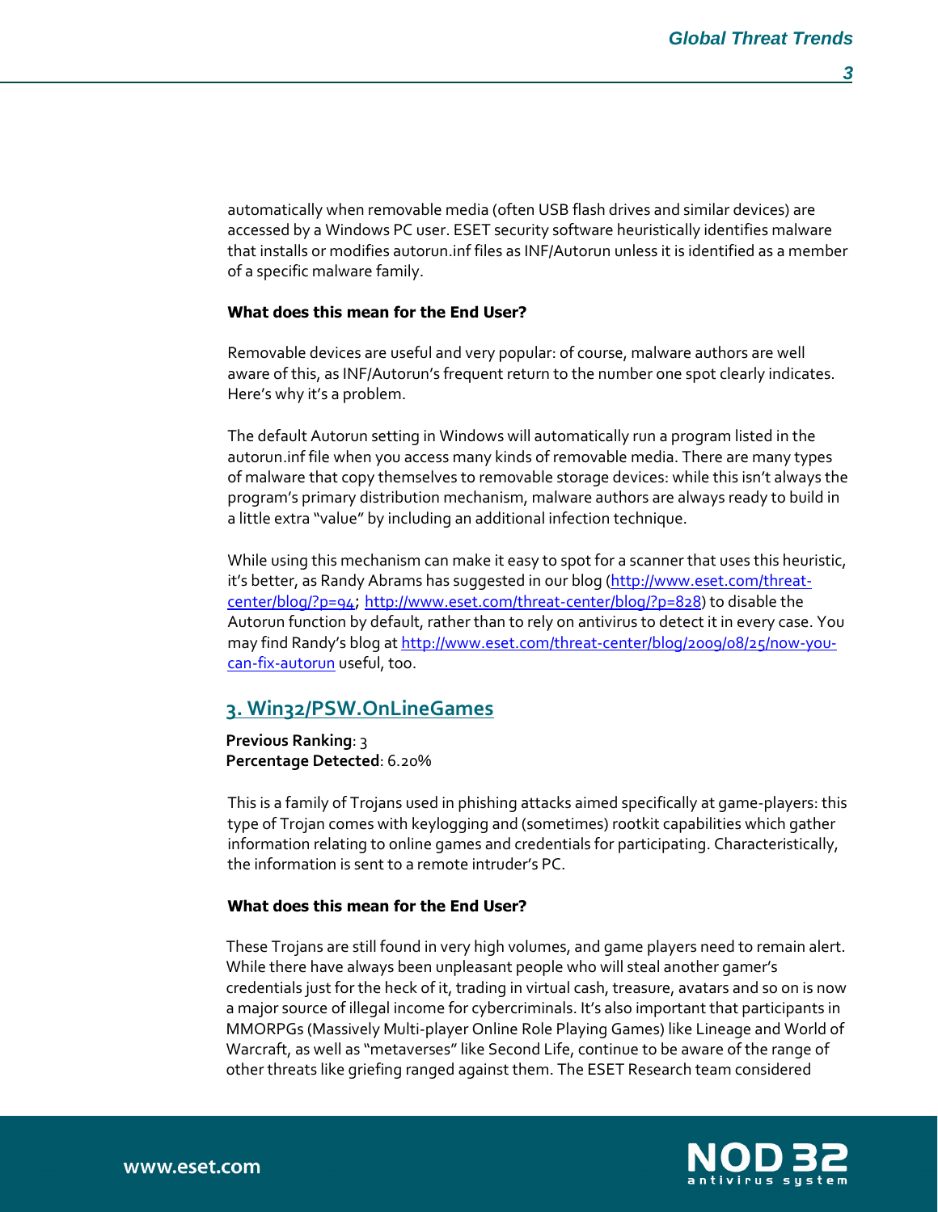automatically when removable media (often USB flash drives and similar devices) are accessed by a Windows PC user. ESET security software heuristically identifies malware that installs or modifies autorun.inf files as INF/Autorun unless it is identified as a member of a specific malware family.

**What does this mean for the End User?**

Removable devices are useful and very popular: of course, malware authors are well aware of this, as INF/Autorun's frequent return to the number one spot clearly indicates. Here's why it's a problem.

The default Autorun setting in Windows will automatically run a program listed in the autorun.inf file when you access many kinds of removable media. There are many types of malware that copy themselves to removable storage devices: while this isn't always the program's primary distribution mechanism, malware authors are always ready to build in a little extra "value" by including an additional infection technique.

While using this mechanism can make it easy to spot for a scanner that uses this heuristic, it's better, as Randy Abrams has suggested in our blog (http://www.eset.com/threat-center/blog/?p=94; http://www.eset.com/threat-center/blog/?p=828) to disable the Autorun function by default, rather than to rely on antivirus to detect it in every case. You may find Randy's blog at http://www.eset.com/threat-center/blog/2009/08/25/now-you-can-fix-autorun useful, too.

## 3. Win32/PSW.OnLineGames

**Previous Ranking**: 3
**Percentage Detected**: 6.20%

This is a family of Trojans used in phishing attacks aimed specifically at game-players: this type of Trojan comes with keylogging and (sometimes) rootkit capabilities which gather information relating to online games and credentials for participating. Characteristically, the information is sent to a remote intruder's PC.

**What does this mean for the End User?**

These Trojans are still found in very high volumes, and game players need to remain alert. While there have always been unpleasant people who will steal another gamer's credentials just for the heck of it, trading in virtual cash, treasure, avatars and so on is now a major source of illegal income for cybercriminals. It's also important that participants in MMORPGs (Massively Multi-player Online Role Playing Games) like Lineage and World of Warcraft, as well as "metaverses" like Second Life, continue to be aware of the range of other threats like griefing ranged against them. The ESET Research team considered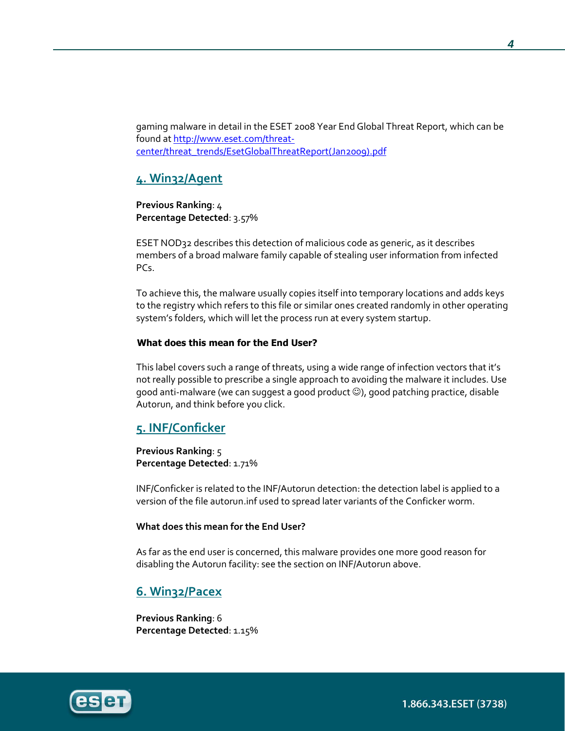gaming malware in detail in the ESET 2008 Year End Global Threat Report, which can be found at [http://www.eset.com/threat-center/threat_trends/EsetGlobalThreatReport(Jan2009).pdf](http://www.eset.com/threat-center/threat_trends/EsetGlobalThreatReport(Jan2009).pdf)

## 4. Win32/Agent

**Previous Ranking**: 4
**Percentage Detected**: 3.57%

ESET NOD32 describes this detection of malicious code as generic, as it describes members of a broad malware family capable of stealing user information from infected PCs.

To achieve this, the malware usually copies itself into temporary locations and adds keys to the registry which refers to this file or similar ones created randomly in other operating system's folders, which will let the process run at every system startup.

**What does this mean for the End User?**

This label covers such a range of threats, using a wide range of infection vectors that it's not really possible to prescribe a single approach to avoiding the malware it includes. Use good anti-malware (we can suggest a good product ☺), good patching practice, disable Autorun, and think before you click.

## 5. INF/Conficker

**Previous Ranking**: 5
**Percentage Detected**: 1.71%

INF/Conficker is related to the INF/Autorun detection: the detection label is applied to a version of the file autorun.inf used to spread later variants of the Conficker worm.

**What does this mean for the End User?**

As far as the end user is concerned, this malware provides one more good reason for disabling the Autorun facility: see the section on INF/Autorun above.

## 6. Win32/Pacex

**Previous Ranking**: 6
**Percentage Detected**: 1.15%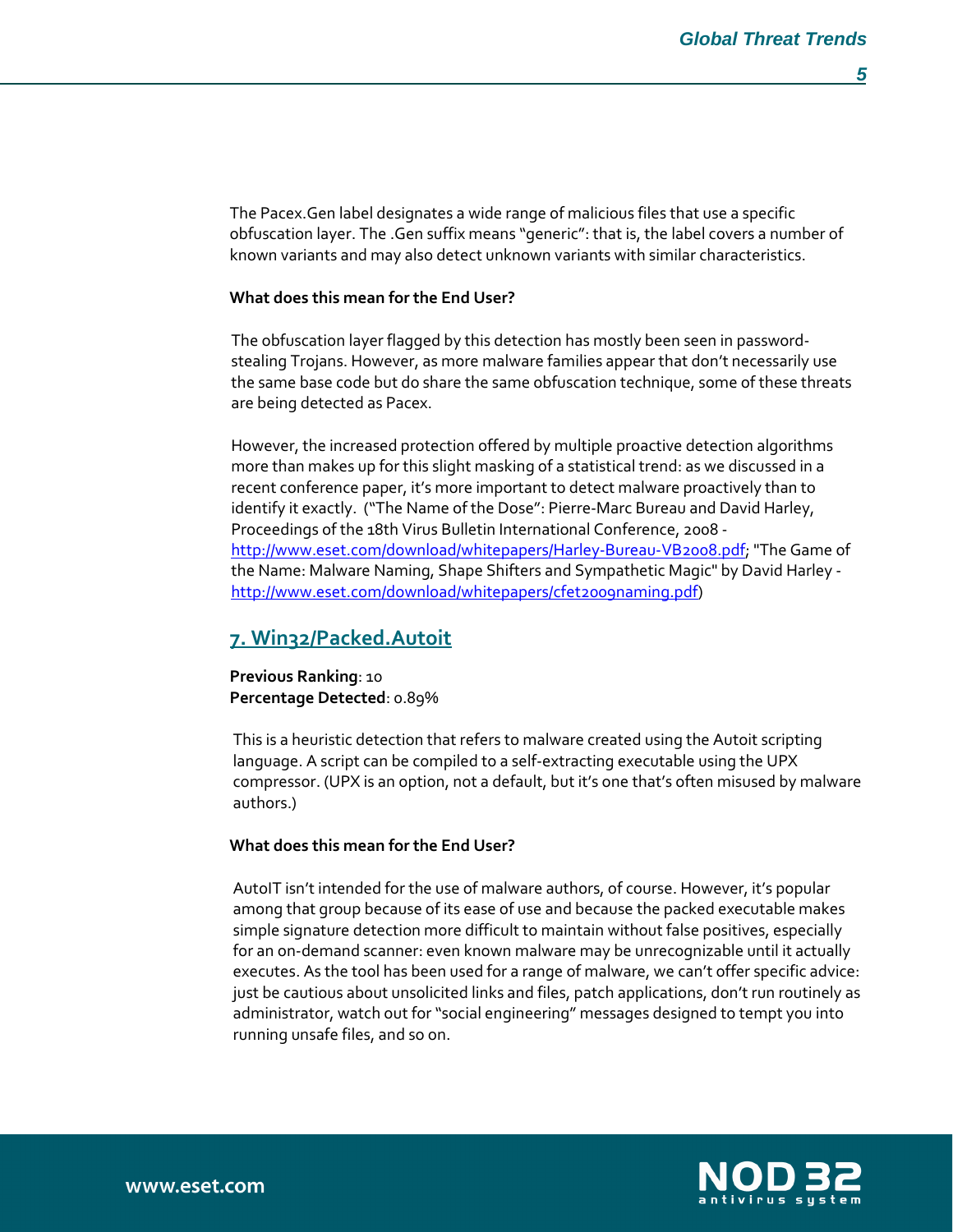The Pacex.Gen label designates a wide range of malicious files that use a specific obfuscation layer. The .Gen suffix means "generic": that is, the label covers a number of known variants and may also detect unknown variants with similar characteristics.

**What does this mean for the End User?**

The obfuscation layer flagged by this detection has mostly been seen in password-stealing Trojans. However, as more malware families appear that don't necessarily use the same base code but do share the same obfuscation technique, some of these threats are being detected as Pacex.

However, the increased protection offered by multiple proactive detection algorithms more than makes up for this slight masking of a statistical trend: as we discussed in a recent conference paper, it's more important to detect malware proactively than to identify it exactly. ("The Name of the Dose": Pierre-Marc Bureau and David Harley, Proceedings of the 18th Virus Bulletin International Conference, 2008 - http://www.eset.com/download/whitepapers/Harley-Bureau-VB2008.pdf; "The Game of the Name: Malware Naming, Shape Shifters and Sympathetic Magic" by David Harley - http://www.eset.com/download/whitepapers/cfet2009naming.pdf)

## 7. Win32/Packed.Autoit

**Previous Ranking**: 10
**Percentage Detected**: 0.89%

This is a heuristic detection that refers to malware created using the Autoit scripting language. A script can be compiled to a self-extracting executable using the UPX compressor. (UPX is an option, not a default, but it's one that's often misused by malware authors.)

**What does this mean for the End User?**

AutoIT isn't intended for the use of malware authors, of course. However, it's popular among that group because of its ease of use and because the packed executable makes simple signature detection more difficult to maintain without false positives, especially for an on-demand scanner: even known malware may be unrecognizable until it actually executes. As the tool has been used for a range of malware, we can't offer specific advice: just be cautious about unsolicited links and files, patch applications, don't run routinely as administrator, watch out for "social engineering" messages designed to tempt you into running unsafe files, and so on.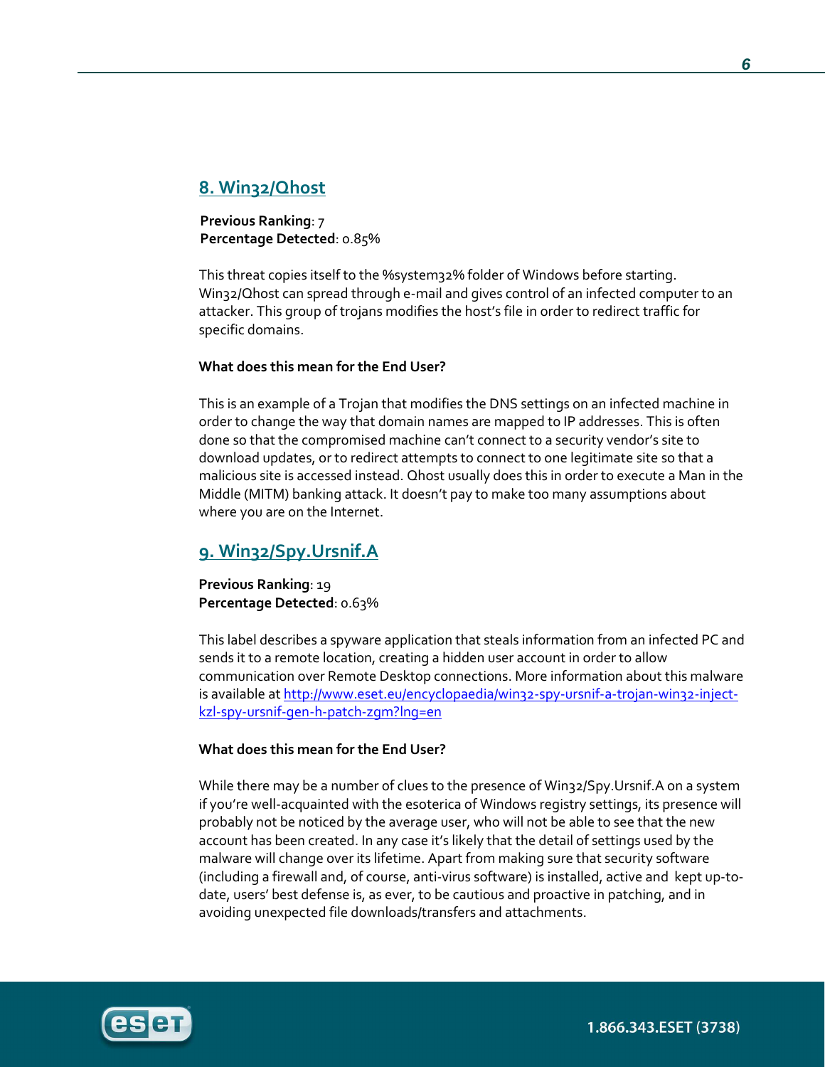## 8. Win32/Qhost

**Previous Ranking**: 7
**Percentage Detected**: 0.85%

This threat copies itself to the %system32% folder of Windows before starting. Win32/Qhost can spread through e-mail and gives control of an infected computer to an attacker. This group of trojans modifies the host's file in order to redirect traffic for specific domains.

**What does this mean for the End User?**

This is an example of a Trojan that modifies the DNS settings on an infected machine in order to change the way that domain names are mapped to IP addresses. This is often done so that the compromised machine can't connect to a security vendor's site to download updates, or to redirect attempts to connect to one legitimate site so that a malicious site is accessed instead. Qhost usually does this in order to execute a Man in the Middle (MITM) banking attack. It doesn't pay to make too many assumptions about where you are on the Internet.

## 9. Win32/Spy.Ursnif.A

**Previous Ranking**: 19
**Percentage Detected**: 0.63%

This label describes a spyware application that steals information from an infected PC and sends it to a remote location, creating a hidden user account in order to allow communication over Remote Desktop connections. More information about this malware is available at http://www.eset.eu/encyclopaedia/win32-spy-ursnif-a-trojan-win32-inject-kzl-spy-ursnif-gen-h-patch-zgm?lng=en

**What does this mean for the End User?**

While there may be a number of clues to the presence of Win32/Spy.Ursnif.A on a system if you're well-acquainted with the esoterica of Windows registry settings, its presence will probably not be noticed by the average user, who will not be able to see that the new account has been created. In any case it's likely that the detail of settings used by the malware will change over its lifetime. Apart from making sure that security software (including a firewall and, of course, anti-virus software) is installed, active and kept up-to-date, users' best defense is, as ever, to be cautious and proactive in patching, and in avoiding unexpected file downloads/transfers and attachments.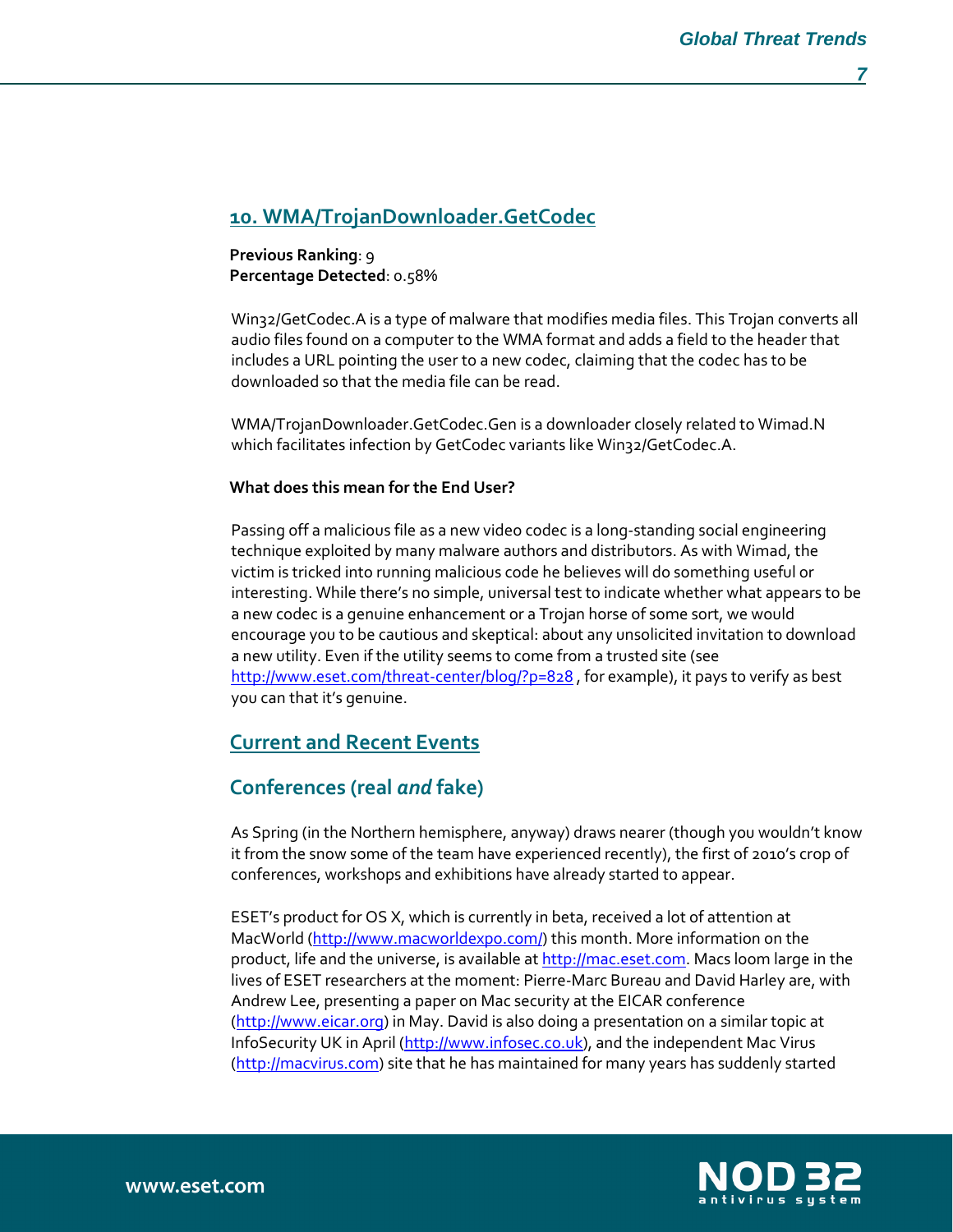## 10. WMA/TrojanDownloader.GetCodec

**Previous Ranking**: 9
**Percentage Detected**: 0.58%

Win32/GetCodec.A is a type of malware that modifies media files. This Trojan converts all audio files found on a computer to the WMA format and adds a field to the header that includes a URL pointing the user to a new codec, claiming that the codec has to be downloaded so that the media file can be read.

WMA/TrojanDownloader.GetCodec.Gen is a downloader closely related to Wimad.N which facilitates infection by GetCodec variants like Win32/GetCodec.A.

**What does this mean for the End User?**

Passing off a malicious file as a new video codec is a long-standing social engineering technique exploited by many malware authors and distributors. As with Wimad, the victim is tricked into running malicious code he believes will do something useful or interesting. While there's no simple, universal test to indicate whether what appears to be a new codec is a genuine enhancement or a Trojan horse of some sort, we would encourage you to be cautious and skeptical: about any unsolicited invitation to download a new utility. Even if the utility seems to come from a trusted site (see http://www.eset.com/threat-center/blog/?p=828 , for example), it pays to verify as best you can that it's genuine.

## Current and Recent Events

## Conferences (real *and* fake)

As Spring (in the Northern hemisphere, anyway) draws nearer (though you wouldn't know it from the snow some of the team have experienced recently), the first of 2010's crop of conferences, workshops and exhibitions have already started to appear.

ESET's product for OS X, which is currently in beta, received a lot of attention at MacWorld (http://www.macworldexpo.com/) this month. More information on the product, life and the universe, is available at http://mac.eset.com. Macs loom large in the lives of ESET researchers at the moment: Pierre-Marc Bureau and David Harley are, with Andrew Lee, presenting a paper on Mac security at the EICAR conference (http://www.eicar.org) in May. David is also doing a presentation on a similar topic at InfoSecurity UK in April (http://www.infosec.co.uk), and the independent Mac Virus (http://macvirus.com) site that he has maintained for many years has suddenly started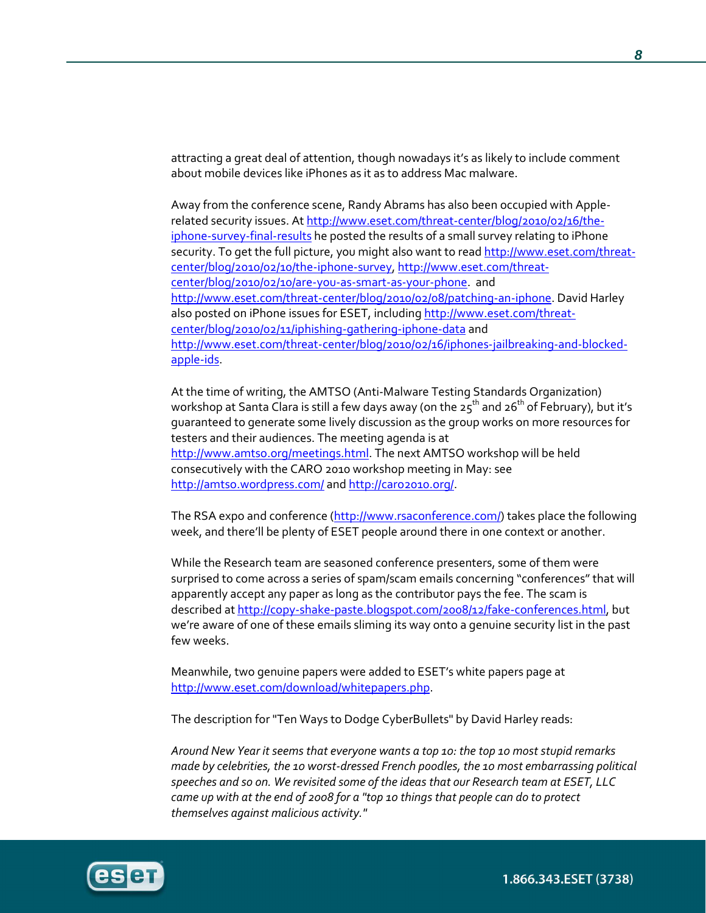attracting a great deal of attention, though nowadays it's as likely to include comment about mobile devices like iPhones as it as to address Mac malware.

Away from the conference scene, Randy Abrams has also been occupied with Apple-related security issues. At http://www.eset.com/threat-center/blog/2010/02/16/the-iphone-survey-final-results he posted the results of a small survey relating to iPhone security. To get the full picture, you might also want to read http://www.eset.com/threat-center/blog/2010/02/10/the-iphone-survey, http://www.eset.com/threat-center/blog/2010/02/10/are-you-as-smart-as-your-phone. and http://www.eset.com/threat-center/blog/2010/02/08/patching-an-iphone. David Harley also posted on iPhone issues for ESET, including http://www.eset.com/threat-center/blog/2010/02/11/iphishing-gathering-iphone-data and http://www.eset.com/threat-center/blog/2010/02/16/iphones-jailbreaking-and-blocked-apple-ids.

At the time of writing, the AMTSO (Anti-Malware Testing Standards Organization) workshop at Santa Clara is still a few days away (on the 25th and 26th of February), but it's guaranteed to generate some lively discussion as the group works on more resources for testers and their audiences. The meeting agenda is at http://www.amtso.org/meetings.html. The next AMTSO workshop will be held consecutively with the CARO 2010 workshop meeting in May: see http://amtso.wordpress.com/ and http://caro2010.org/.

The RSA expo and conference (http://www.rsaconference.com/) takes place the following week, and there'll be plenty of ESET people around there in one context or another.

While the Research team are seasoned conference presenters, some of them were surprised to come across a series of spam/scam emails concerning "conferences" that will apparently accept any paper as long as the contributor pays the fee. The scam is described at http://copy-shake-paste.blogspot.com/2008/12/fake-conferences.html, but we're aware of one of these emails sliming its way onto a genuine security list in the past few weeks.

Meanwhile, two genuine papers were added to ESET's white papers page at http://www.eset.com/download/whitepapers.php.

The description for "Ten Ways to Dodge CyberBullets" by David Harley reads:

*Around New Year it seems that everyone wants a top 10: the top 10 most stupid remarks made by celebrities, the 10 worst-dressed French poodles, the 10 most embarrassing political speeches and so on. We revisited some of the ideas that our Research team at ESET, LLC came up with at the end of 2008 for a "top 10 things that people can do to protect themselves against malicious activity."*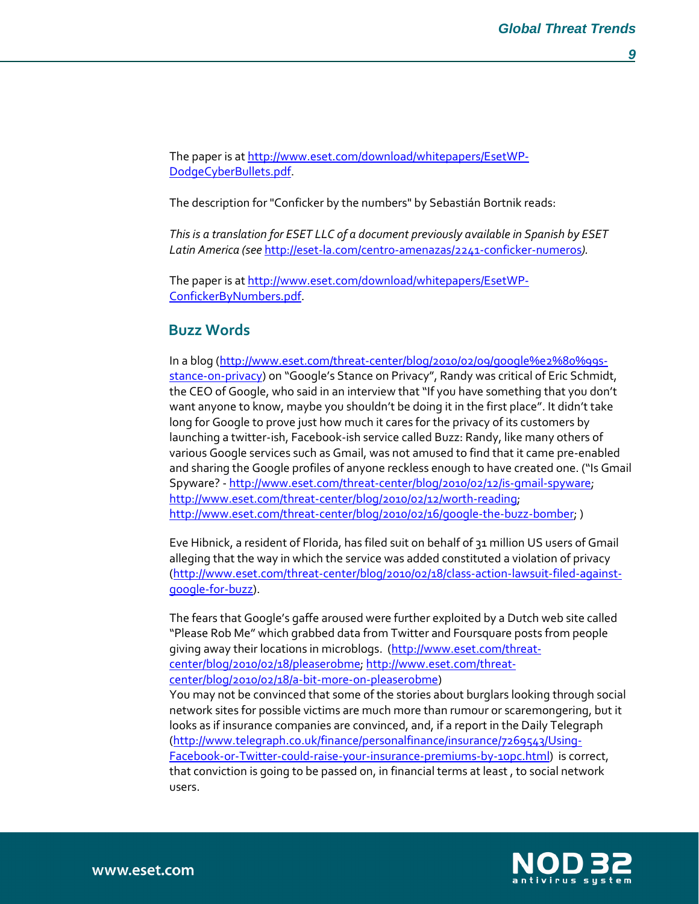The paper is at [http://www.eset.com/download/whitepapers/EsetWP-DodgeCyberBullets.pdf](http://www.eset.com/download/whitepapers/EsetWP-DodgeCyberBullets.pdf).

The description for "Conficker by the numbers" by Sebastián Bortnik reads:

*This is a translation for ESET LLC of a document previously available in Spanish by ESET Latin America (see [http://eset-la.com/centro-amenazas/2241-conficker-numeros](http://eset-la.com/centro-amenazas/2241-conficker-numeros)).*

The paper is at [http://www.eset.com/download/whitepapers/EsetWP-ConfickerByNumbers.pdf](http://www.eset.com/download/whitepapers/EsetWP-ConfickerByNumbers.pdf).

## Buzz Words

In a blog ([http://www.eset.com/threat-center/blog/2010/02/09/google%e2%80%99s-stance-on-privacy](http://www.eset.com/threat-center/blog/2010/02/09/google%e2%80%99s-stance-on-privacy)) on "Google's Stance on Privacy", Randy was critical of Eric Schmidt, the CEO of Google, who said in an interview that "If you have something that you don't want anyone to know, maybe you shouldn't be doing it in the first place". It didn't take long for Google to prove just how much it cares for the privacy of its customers by launching a twitter-ish, Facebook-ish service called Buzz: Randy, like many others of various Google services such as Gmail, was not amused to find that it came pre-enabled and sharing the Google profiles of anyone reckless enough to have created one. ("Is Gmail Spyware? - [http://www.eset.com/threat-center/blog/2010/02/12/is-gmail-spyware](http://www.eset.com/threat-center/blog/2010/02/12/is-gmail-spyware); [http://www.eset.com/threat-center/blog/2010/02/12/worth-reading](http://www.eset.com/threat-center/blog/2010/02/12/worth-reading); [http://www.eset.com/threat-center/blog/2010/02/16/google-the-buzz-bomber](http://www.eset.com/threat-center/blog/2010/02/16/google-the-buzz-bomber); )

Eve Hibnick, a resident of Florida, has filed suit on behalf of 31 million US users of Gmail alleging that the way in which the service was added constituted a violation of privacy ([http://www.eset.com/threat-center/blog/2010/02/18/class-action-lawsuit-filed-against-google-for-buzz](http://www.eset.com/threat-center/blog/2010/02/18/class-action-lawsuit-filed-against-google-for-buzz)).

The fears that Google's gaffe aroused were further exploited by a Dutch web site called "Please Rob Me" which grabbed data from Twitter and Foursquare posts from people giving away their locations in microblogs. ([http://www.eset.com/threat-center/blog/2010/02/18/pleaserobme](http://www.eset.com/threat-center/blog/2010/02/18/pleaserobme); [http://www.eset.com/threat-center/blog/2010/02/18/a-bit-more-on-pleaserobme](http://www.eset.com/threat-center/blog/2010/02/18/a-bit-more-on-pleaserobme))
You may not be convinced that some of the stories about burglars looking through social network sites for possible victims are much more than rumour or scaremongering, but it looks as if insurance companies are convinced, and, if a report in the Daily Telegraph ([http://www.telegraph.co.uk/finance/personalfinance/insurance/7269543/Using-Facebook-or-Twitter-could-raise-your-insurance-premiums-by-10pc.html](http://www.telegraph.co.uk/finance/personalfinance/insurance/7269543/Using-Facebook-or-Twitter-could-raise-your-insurance-premiums-by-10pc.html)) is correct, that conviction is going to be passed on, in financial terms at least , to social network users.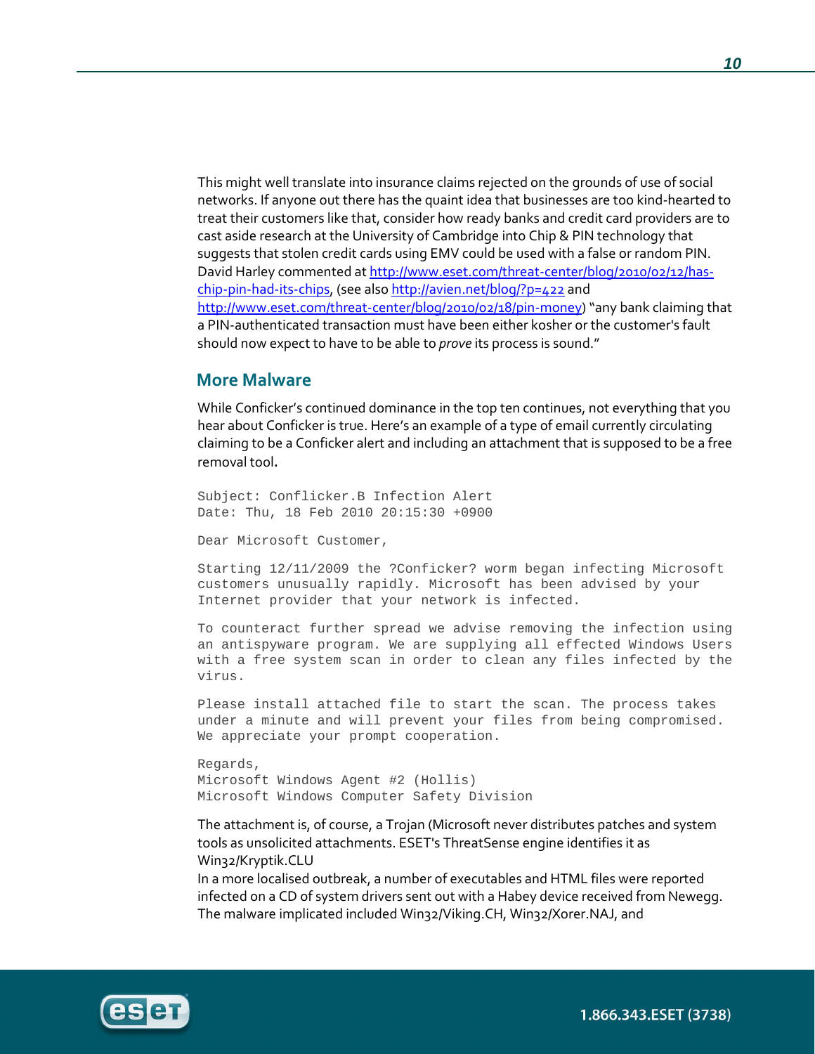This might well translate into insurance claims rejected on the grounds of use of social networks. If anyone out there has the quaint idea that businesses are too kind-hearted to treat their customers like that, consider how ready banks and credit card providers are to cast aside research at the University of Cambridge into Chip & PIN technology that suggests that stolen credit cards using EMV could be used with a false or random PIN. David Harley commented at [http://www.eset.com/threat-center/blog/2010/02/12/has-chip-pin-had-its-chips](http://www.eset.com/threat-center/blog/2010/02/12/has-chip-pin-had-its-chips), (see also [http://avien.net/blog/?p=422](http://avien.net/blog/?p=422) and [http://www.eset.com/threat-center/blog/2010/02/18/pin-money](http://www.eset.com/threat-center/blog/2010/02/18/pin-money)) "any bank claiming that a PIN-authenticated transaction must have been either kosher or the customer's fault should now expect to have to be able to *prove* its process is sound."

## More Malware

While Conficker's continued dominance in the top ten continues, not everything that you hear about Conficker is true. Here's an example of a type of email currently circulating claiming to be a Conficker alert and including an attachment that is supposed to be a free removal tool.

```
Subject: Conflicker.B Infection Alert
Date: Thu, 18 Feb 2010 20:15:30 +0900

Dear Microsoft Customer,

Starting 12/11/2009 the ?Conficker? worm began infecting Microsoft
customers unusually rapidly. Microsoft has been advised by your
Internet provider that your network is infected.

To counteract further spread we advise removing the infection using
an antispyware program. We are supplying all effected Windows Users
with a free system scan in order to clean any files infected by the
virus.

Please install attached file to start the scan. The process takes
under a minute and will prevent your files from being compromised.
We appreciate your prompt cooperation.

Regards,
Microsoft Windows Agent #2 (Hollis)
Microsoft Windows Computer Safety Division
```

The attachment is, of course, a Trojan (Microsoft never distributes patches and system tools as unsolicited attachments. ESET's ThreatSense engine identifies it as Win32/Kryptik.CLU

In a more localised outbreak, a number of executables and HTML files were reported infected on a CD of system drivers sent out with a Habey device received from Newegg. The malware implicated included Win32/Viking.CH, Win32/Xorer.NAJ, and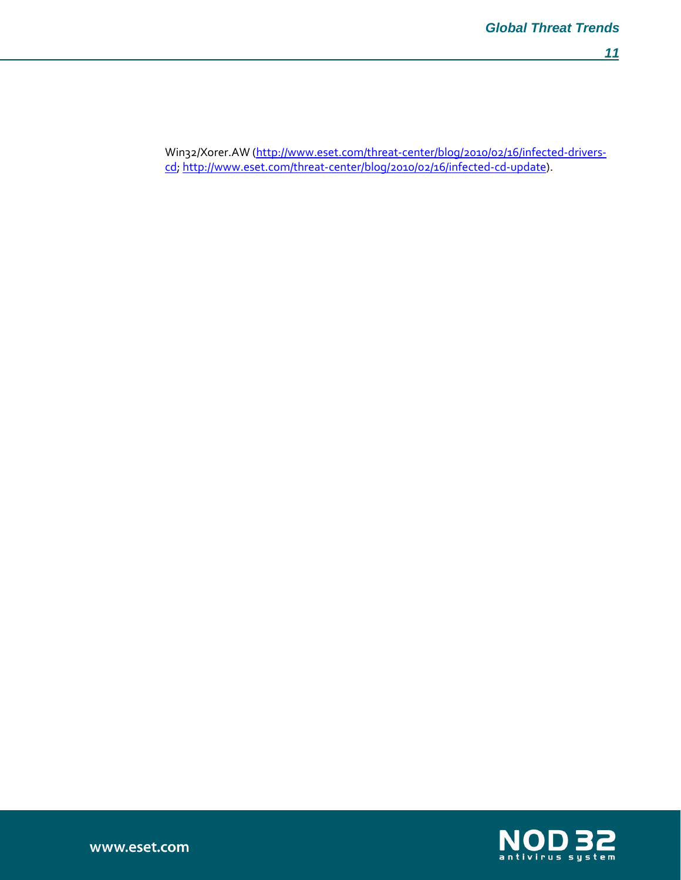Win32/Xorer.AW (http://www.eset.com/threat-center/blog/2010/02/16/infected-drivers-cd; http://www.eset.com/threat-center/blog/2010/02/16/infected-cd-update).